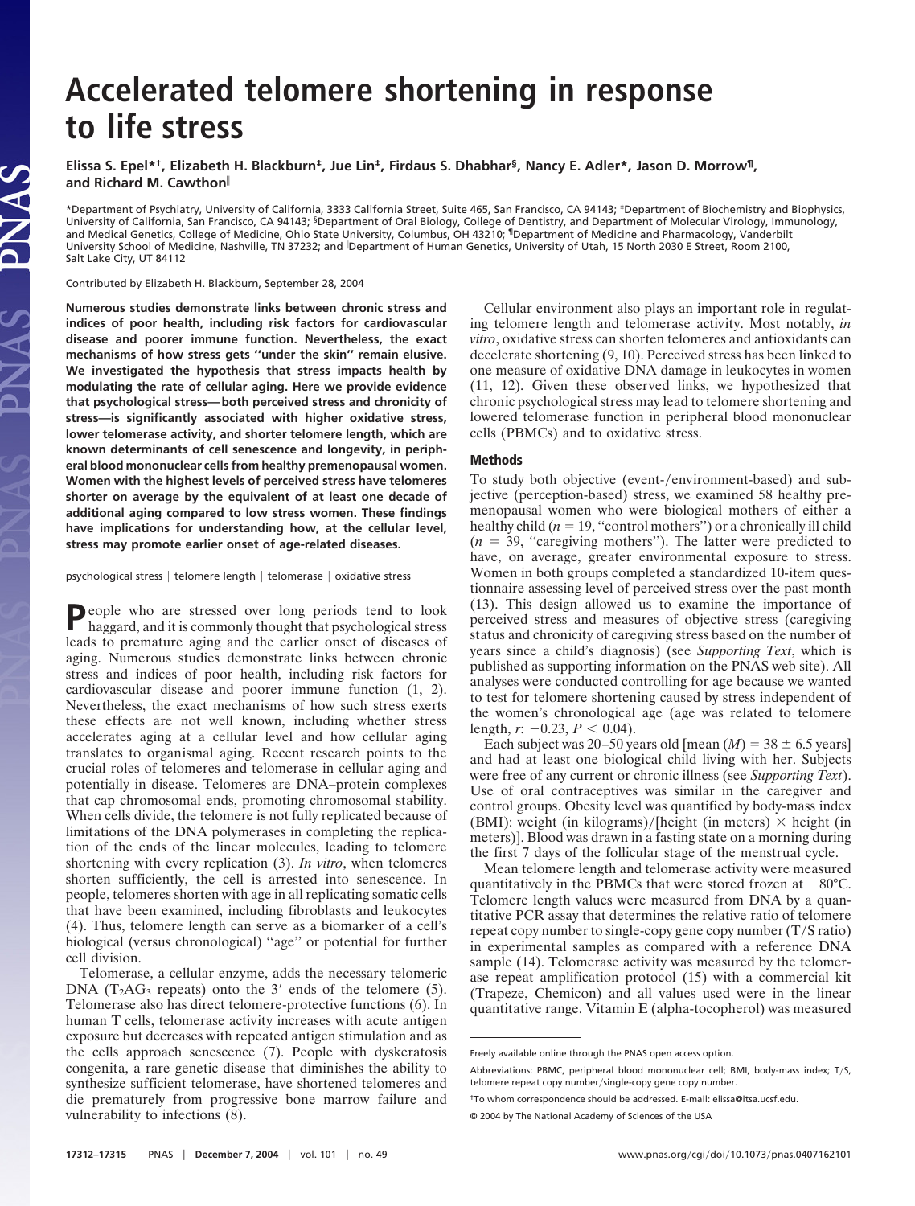# Accelerated telomere shortening in response to life stress

**Elissa S. Epel*†, Elizabeth H. Blackburn‡, Jue Lin‡, Firdaus S. Dhabhar§, Nancy E. Adler*, Jason D. Morrow¶, and Richard M. Cawthon‖**

*Department of Psychiatry, University of California, 3333 California Street, Suite 465, San Francisco, CA 94143; ‡Department of Biochemistry and Biophysics, University of California, San Francisco, CA 94143; §Department of Oral Biology, College of Dentistry, and Department of Molecular Virology, Immunology, and Medical Genetics, College of Medicine, Ohio State University, Columbus, OH 43210; ¶Department of Medicine and Pharmacology, Vanderbilt University School of Medicine, Nashville, TN 37232; and ‖Department of Human Genetics, University of Utah, 15 North 2030 E Street, Room 2100, Salt Lake City, UT 84112

Contributed by Elizabeth H. Blackburn, September 28, 2004

**Numerous studies demonstrate links between chronic stress and indices of poor health, including risk factors for cardiovascular disease and poorer immune function. Nevertheless, the exact mechanisms of how stress gets "under the skin" remain elusive. We investigated the hypothesis that stress impacts health by modulating the rate of cellular aging. Here we provide evidence that psychological stress—both perceived stress and chronicity of stress—is significantly associated with higher oxidative stress, lower telomerase activity, and shorter telomere length, which are known determinants of cell senescence and longevity, in peripheral blood mononuclear cells from healthy premenopausal women. Women with the highest levels of perceived stress have telomeres shorter on average by the equivalent of at least one decade of additional aging compared to low stress women. These findings have implications for understanding how, at the cellular level, stress may promote earlier onset of age-related diseases.**

psychological stress | telomere length | telomerase | oxidative stress

People who are stressed over long periods tend to look haggard, and it is commonly thought that psychological stress leads to premature aging and the earlier onset of diseases of aging. Numerous studies demonstrate links between chronic stress and indices of poor health, including risk factors for cardiovascular disease and poorer immune function (1, 2). Nevertheless, the exact mechanisms of how such stress exerts these effects are not well known, including whether stress accelerates aging at a cellular level and how cellular aging translates to organismal aging. Recent research points to the crucial roles of telomeres and telomerase in cellular aging and potentially in disease. Telomeres are DNA–protein complexes that cap chromosomal ends, promoting chromosomal stability. When cells divide, the telomere is not fully replicated because of limitations of the DNA polymerases in completing the replication of the ends of the linear molecules, leading to telomere shortening with every replication (3). *In vitro*, when telomeres shorten sufficiently, the cell is arrested into senescence. In people, telomeres shorten with age in all replicating somatic cells that have been examined, including fibroblasts and leukocytes (4). Thus, telomere length can serve as a biomarker of a cell's biological (versus chronological) "age" or potential for further cell division.

Telomerase, a cellular enzyme, adds the necessary telomeric DNA ($T_2AG_3$ repeats) onto the 3′ ends of the telomere (5). Telomerase also has direct telomere-protective functions (6). In human T cells, telomerase activity increases with acute antigen exposure but decreases with repeated antigen stimulation and as the cells approach senescence (7). People with dyskeratosis congenita, a rare genetic disease that diminishes the ability to synthesize sufficient telomerase, have shortened telomeres and die prematurely from progressive bone marrow failure and vulnerability to infections (8).

Cellular environment also plays an important role in regulating telomere length and telomerase activity. Most notably, *in vitro*, oxidative stress can shorten telomeres and antioxidants can decelerate shortening (9, 10). Perceived stress has been linked to one measure of oxidative DNA damage in leukocytes in women (11, 12). Given these observed links, we hypothesized that chronic psychological stress may lead to telomere shortening and lowered telomerase function in peripheral blood mononuclear cells (PBMCs) and to oxidative stress.

## Methods

To study both objective (event-/environment-based) and subjective (perception-based) stress, we examined 58 healthy premenopausal women who were biological mothers of either a healthy child ($n = 19$, "control mothers") or a chronically ill child ($n = 39$, "caregiving mothers"). The latter were predicted to have, on average, greater environmental exposure to stress. Women in both groups completed a standardized 10-item questionnaire assessing level of perceived stress over the past month (13). This design allowed us to examine the importance of perceived stress and measures of objective stress (caregiving status and chronicity of caregiving stress based on the number of years since a child's diagnosis) (see *Supporting Text*, which is published as supporting information on the PNAS web site). All analyses were conducted controlling for age because we wanted to test for telomere shortening caused by stress independent of the women's chronological age (age was related to telomere length, $r$: $-0.23$, $P < 0.04$).

Each subject was 20–50 years old [mean ($M$) = 38 ± 6.5 years] and had at least one biological child living with her. Subjects were free of any current or chronic illness (see *Supporting Text*). Use of oral contraceptives was similar in the caregiver and control groups. Obesity level was quantified by body-mass index (BMI): weight (in kilograms)/[height (in meters) × height (in meters)]. Blood was drawn in a fasting state on a morning during the first 7 days of the follicular stage of the menstrual cycle.

Mean telomere length and telomerase activity were measured quantitatively in the PBMCs that were stored frozen at −80°C. Telomere length values were measured from DNA by a quantitative PCR assay that determines the relative ratio of telomere repeat copy number to single-copy gene copy number (T/S ratio) in experimental samples as compared with a reference DNA sample (14). Telomerase activity was measured by the telomerase repeat amplification protocol (15) with a commercial kit (Trapeze, Chemicon) and all values used were in the linear quantitative range. Vitamin E (alpha-tocopherol) was measured

Freely available online through the PNAS open access option.

Abbreviations: PBMC, peripheral blood mononuclear cell; BMI, body-mass index; T/S, telomere repeat copy number/single-copy gene copy number.

†To whom correspondence should be addressed. E-mail: elissa@itsa.ucsf.edu.

© 2004 by The National Academy of Sciences of the USA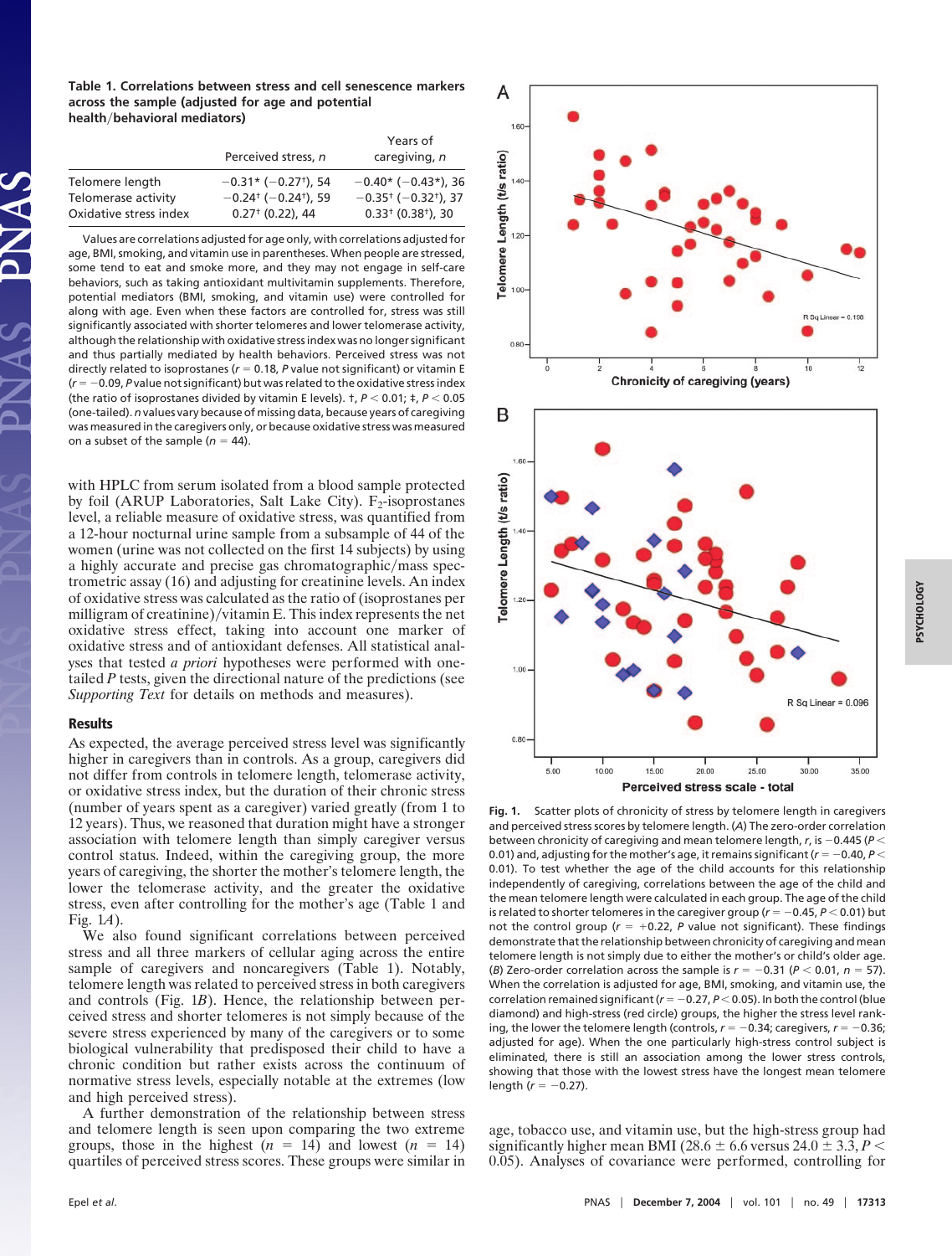**Table 1. Correlations between stress and cell senescence markers across the sample (adjusted for age and potential health/behavioral mediators)**

| | Perceived stress, $n$ | Years of caregiving, $n$ |
|---|---|---|
| Telomere length | $-0.31$* ($-0.27$†), 54 | $-0.40$* ($-0.43$*), 36 |
| Telomerase activity | $-0.24$† ($-0.24$†), 59 | $-0.35$† ($-0.32$†), 37 |
| Oxidative stress index | 0.27† (0.22), 44 | 0.33† (0.38†), 30 |

Values are correlations adjusted for age only, with correlations adjusted for age, BMI, smoking, and vitamin use in parentheses. When people are stressed, some tend to eat and smoke more, and they may not engage in self-care behaviors, such as taking antioxidant multivitamin supplements. Therefore, potential mediators (BMI, smoking, and vitamin use) were controlled for along with age. Even when these factors are controlled for, stress was still significantly associated with shorter telomeres and lower telomerase activity, although the relationship with oxidative stress index was no longer significant and thus partially mediated by health behaviors. Perceived stress was not directly related to isoprostanes ($r = 0.18$, $P$ value not significant) or vitamin E ($r = -0.09$, $P$ value not significant) but was related to the oxidative stress index (the ratio of isoprostanes divided by vitamin E levels). †, $P < 0.01$; ‡, $P < 0.05$ (one-tailed). $n$ values vary because of missing data, because years of caregiving was measured in the caregivers only, or because oxidative stress was measured on a subset of the sample ($n = 44$).

with HPLC from serum isolated from a blood sample protected by foil (ARUP Laboratories, Salt Lake City). $F_2$-isoprostanes level, a reliable measure of oxidative stress, was quantified from a 12-hour nocturnal urine sample from a subsample of 44 of the women (urine was not collected on the first 14 subjects) by using a highly accurate and precise gas chromatographic/mass spectrometric assay (16) and adjusting for creatinine levels. An index of oxidative stress was calculated as the ratio of (isoprostanes per milligram of creatinine)/vitamin E. This index represents the net oxidative stress effect, taking into account one marker of oxidative stress and of antioxidant defenses. All statistical analyses that tested *a priori* hypotheses were performed with one-tailed $P$ tests, given the directional nature of the predictions (see *Supporting Text* for details on methods and measures).

## Results

As expected, the average perceived stress level was significantly higher in caregivers than in controls. As a group, caregivers did not differ from controls in telomere length, telomerase activity, or oxidative stress index, but the duration of their chronic stress (number of years spent as a caregiver) varied greatly (from 1 to 12 years). Thus, we reasoned that duration might have a stronger association with telomere length than simply caregiver versus control status. Indeed, within the caregiving group, the more years of caregiving, the shorter the mother's telomere length, the lower the telomerase activity, and the greater the oxidative stress, even after controlling for the mother's age (Table 1 and Fig. 1*A*).

We also found significant correlations between perceived stress and all three markers of cellular aging across the entire sample of caregivers and noncaregivers (Table 1). Notably, telomere length was related to perceived stress in both caregivers and controls (Fig. 1*B*). Hence, the relationship between perceived stress and shorter telomeres is not simply because of the severe stress experienced by many of the caregivers or to some biological vulnerability that predisposed their child to have a chronic condition but rather exists across the continuum of normative stress levels, especially notable at the extremes (low and high perceived stress).

A further demonstration of the relationship between stress and telomere length is seen upon comparing the two extreme groups, those in the highest ($n = 14$) and lowest ($n = 14$) quartiles of perceived stress scores. These groups were similar in age, tobacco use, and vitamin use, but the high-stress group had significantly higher mean BMI ($28.6 \pm 6.6$ versus $24.0 \pm 3.3$, $P < 0.05$). Analyses of covariance were performed, controlling for

**Fig. 1.** Scatter plots of chronicity of stress by telomere length in caregivers and perceived stress scores by telomere length. (*A*) The zero-order correlation between chronicity of caregiving and mean telomere length, $r$, is $-0.445$ ($P < 0.01$) and, adjusting for the mother's age, it remains significant ($r = -0.40$, $P < 0.01$). To test whether the age of the child accounts for this relationship independently of caregiving, correlations between the age of the child and the mean telomere length were calculated in each group. The age of the child is related to shorter telomeres in the caregiver group ($r = -0.45$, $P < 0.01$) but not the control group ($r = +0.22$, $P$ value not significant). These findings demonstrate that the relationship between chronicity of caregiving and mean telomere length is not simply due to either the mother's or child's older age. (*B*) Zero-order correlation across the sample is $r = -0.31$ ($P < 0.01$, $n = 57$). When the correlation is adjusted for age, BMI, smoking, and vitamin use, the correlation remained significant ($r = -0.27$, $P < 0.05$). In both the control (blue diamond) and high-stress (red circle) groups, the higher the stress level ranking, the lower the telomere length (controls, $r = -0.34$; caregivers, $r = -0.36$; adjusted for age). When the one particularly high-stress control subject is eliminated, there is still an association among the lower stress controls, showing that those with the lowest stress have the longest mean telomere length ($r = -0.27$).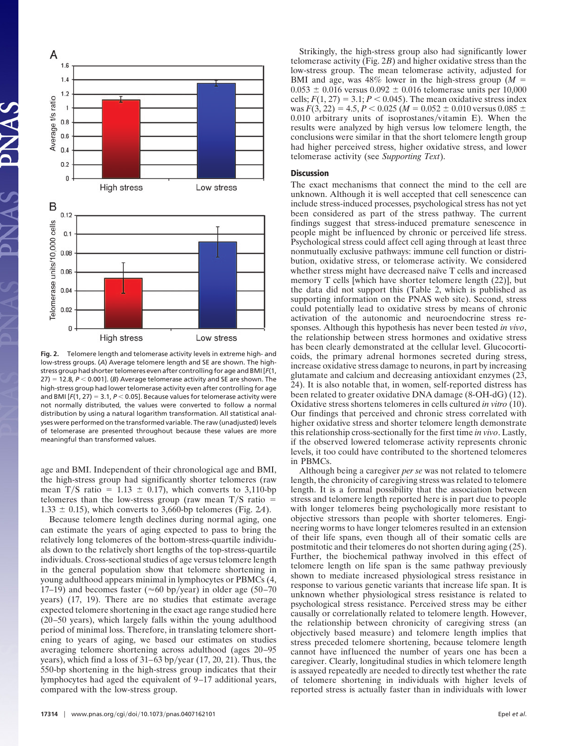A

1.6
1.4
1.2
1
0.8
0.6
0.4
0.2
0

Average t/s ratio

High stress

Low stress

B

0.12
0.1
0.08
0.06
0.04
0.02
0

Telomerase units/10,000 cells

High stress

Low stress

**Fig. 2.** Telomere length and telomerase activity levels in extreme high- and low-stress groups. (*A*) Average telomere length and SE are shown. The high-stress group had shorter telomeres even after controlling for age and BMI [$F(1, 27) = 12.8$, $P < 0.001$]. (*B*) Average telomerase activity and SE are shown. The high-stress group had lower telomerase activity even after controlling for age and BMI [$F(1, 27) = 3.1$, $P < 0.05$]. Because values for telomerase activity were not normally distributed, the values were converted to follow a normal distribution by using a natural logarithm transformation. All statistical analyses were performed on the transformed variable. The raw (unadjusted) levels of telomerase are presented throughout because these values are more meaningful than transformed values.

age and BMI. Independent of their chronological age and BMI, the high-stress group had significantly shorter telomeres (raw mean T/S ratio = 1.13 ± 0.17), which converts to 3,110-bp telomeres than the low-stress group (raw mean T/S ratio = 1.33 ± 0.15), which converts to 3,660-bp telomeres (Fig. 2*A*).

Because telomere length declines during normal aging, one can estimate the years of aging expected to pass to bring the relatively long telomeres of the bottom-stress-quartile individuals down to the relatively short lengths of the top-stress-quartile individuals. Cross-sectional studies of age versus telomere length in the general population show that telomere shortening in young adulthood appears minimal in lymphocytes or PBMCs (4, 17–19) and becomes faster (≈60 bp/year) in older age (50–70 years) (17, 19). There are no studies that estimate average expected telomere shortening in the exact age range studied here (20–50 years), which largely falls within the young adulthood period of minimal loss. Therefore, in translating telomere shortening to years of aging, we based our estimates on studies averaging telomere shortening across adulthood (ages 20–95 years), which find a loss of 31–63 bp/year (17, 20, 21). Thus, the 550-bp shortening in the high-stress group indicates that their lymphocytes had aged the equivalent of 9–17 additional years, compared with the low-stress group.

Strikingly, the high-stress group also had significantly lower telomerase activity (Fig. 2*B*) and higher oxidative stress than the low-stress group. The mean telomerase activity, adjusted for BMI and age, was 48% lower in the high-stress group ($M = 0.053 \pm 0.016$ versus $0.092 \pm 0.016$ telomerase units per 10,000 cells; $F(1, 27) = 3.1$; $P < 0.045$). The mean oxidative stress index was $F(3, 22) = 4.5$, $P < 0.025$ ($M = 0.052 \pm 0.010$ versus $0.085 \pm 0.010$ arbitrary units of isoprostanes/vitamin E). When the results were analyzed by high versus low telomere length, the conclusions were similar in that the short telomere length group had higher perceived stress, higher oxidative stress, and lower telomerase activity (see *Supporting Text*).

## Discussion

The exact mechanisms that connect the mind to the cell are unknown. Although it is well accepted that cell senescence can include stress-induced processes, psychological stress has not yet been considered as part of the stress pathway. The current findings suggest that stress-induced premature senescence in people might be influenced by chronic or perceived life stress. Psychological stress could affect cell aging through at least three nonmutually exclusive pathways: immune cell function or distribution, oxidative stress, or telomerase activity. We considered whether stress might have decreased naïve T cells and increased memory T cells [which have shorter telomere length (22)], but the data did not support this (Table 2, which is published as supporting information on the PNAS web site). Second, stress could potentially lead to oxidative stress by means of chronic activation of the autonomic and neuroendocrine stress responses. Although this hypothesis has never been tested *in vivo*, the relationship between stress hormones and oxidative stress has been clearly demonstrated at the cellular level. Glucocorticoids, the primary adrenal hormones secreted during stress, increase oxidative stress damage to neurons, in part by increasing glutamate and calcium and decreasing antioxidant enzymes (23, 24). It is also notable that, in women, self-reported distress has been related to greater oxidative DNA damage (8-OH-dG) (12). Oxidative stress shortens telomeres in cells cultured *in vitro* (10). Our findings that perceived and chronic stress correlated with higher oxidative stress and shorter telomere length demonstrate this relationship cross-sectionally for the first time *in vivo*. Lastly, if the observed lowered telomerase activity represents chronic levels, it too could have contributed to the shortened telomeres in PBMCs.

Although being a caregiver *per se* was not related to telomere length, the chronicity of caregiving stress was related to telomere length. It is a formal possibility that the association between stress and telomere length reported here is in part due to people with longer telomeres being psychologically more resistant to objective stressors than people with shorter telomeres. Engineering worms to have longer telomeres resulted in an extension of their life spans, even though all of their somatic cells are postmitotic and their telomeres do not shorten during aging (25). Further, the biochemical pathway involved in this effect of telomere length on life span is the same pathway previously shown to mediate increased physiological stress resistance in response to various genetic variants that increase life span. It is unknown whether physiological stress resistance is related to psychological stress resistance. Perceived stress may be either causally or correlationally related to telomere length. However, the relationship between chronicity of caregiving stress (an objectively based measure) and telomere length implies that stress preceded telomere shortening, because telomere length cannot have influenced the number of years one has been a caregiver. Clearly, longitudinal studies in which telomere length is assayed repeatedly are needed to directly test whether the rate of telomere shortening in individuals with higher levels of reported stress is actually faster than in individuals with lower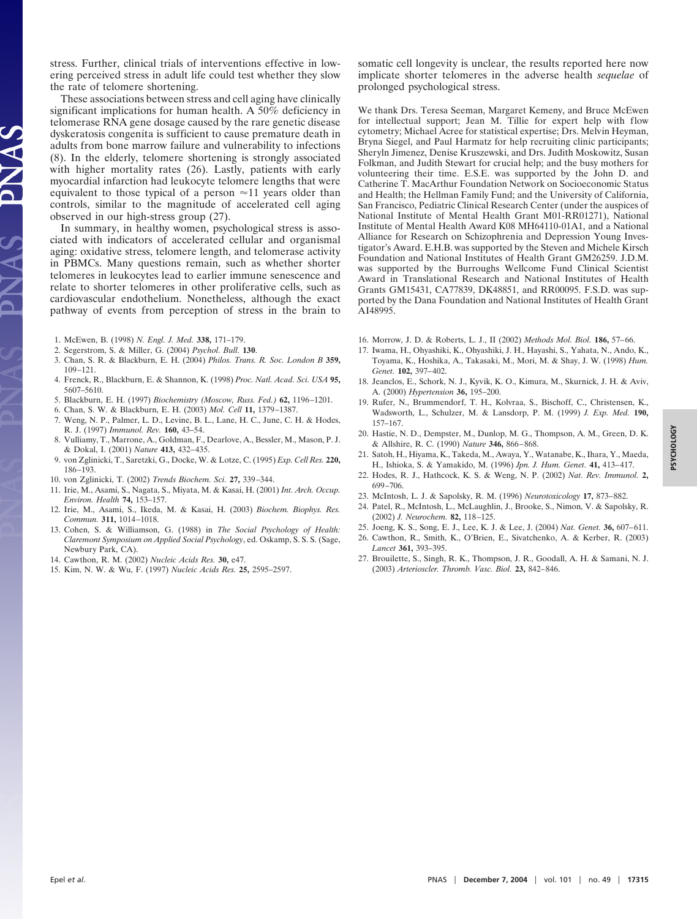stress. Further, clinical trials of interventions effective in lowering perceived stress in adult life could test whether they slow the rate of telomere shortening.

These associations between stress and cell aging have clinically significant implications for human health. A 50% deficiency in telomerase RNA gene dosage caused by the rare genetic disease dyskeratosis congenita is sufficient to cause premature death in adults from bone marrow failure and vulnerability to infections (8). In the elderly, telomere shortening is strongly associated with higher mortality rates (26). Lastly, patients with early myocardial infarction had leukocyte telomere lengths that were equivalent to those typical of a person ≈11 years older than controls, similar to the magnitude of accelerated cell aging observed in our high-stress group (27).

In summary, in healthy women, psychological stress is associated with indicators of accelerated cellular and organismal aging: oxidative stress, telomere length, and telomerase activity in PBMCs. Many questions remain, such as whether shorter telomeres in leukocytes lead to earlier immune senescence and relate to shorter telomeres in other proliferative cells, such as cardiovascular endothelium. Nonetheless, although the exact pathway of events from perception of stress in the brain to somatic cell longevity is unclear, the results reported here now implicate shorter telomeres in the adverse health *sequelae* of prolonged psychological stress.

We thank Drs. Teresa Seeman, Margaret Kemeny, and Bruce McEwen for intellectual support; Jean M. Tillie for expert help with flow cytometry; Michael Acree for statistical expertise; Drs. Melvin Heyman, Bryna Siegel, and Paul Harmatz for help recruiting clinic participants; Sherylyn Jimenez, Denise Kruszewski, and Drs. Judith Moskowitz, Susan Folkman, and Judith Stewart for crucial help; and the busy mothers for volunteering their time. E.S.E. was supported by the John D. and Catherine T. MacArthur Foundation Network on Socioeconomic Status and Health; the Hellman Family Fund; and the University of California, San Francisco, Pediatric Clinical Research Center (under the auspices of National Institute of Mental Health Grant M01-RR01271), National Institute of Mental Health Award K08 MH64110-01A1, and a National Alliance for Research on Schizophrenia and Depression Young Investigator's Award. E.H.B. was supported by the Steven and Michele Kirsch Foundation and National Institutes of Health Grant GM26259. J.D.M. was supported by the Burroughs Wellcome Fund Clinical Scientist Award in Translational Research and National Institutes of Health Grants GM15431, CA77839, DK48851, and RR00095. F.S.D. was supported by the Dana Foundation and National Institutes of Health Grant AI48995.

1. McEwen, B. (1998) *N. Engl. J. Med.* **338,** 171–179.
2. Segerstrom, S. & Miller, G. (2004) *Psychol. Bull.* **130**.
3. Chan, S. R. & Blackburn, E. H. (2004) *Philos. Trans. R. Soc. London B* **359,** 109–121.
4. Frenck, R., Blackburn, E. & Shannon, K. (1998) *Proc. Natl. Acad. Sci. USA* **95,** 5607–5610.
5. Blackburn, E. H. (1997) *Biochemistry (Moscow, Russ. Fed.)* **62,** 1196–1201.
6. Chan, S. W. & Blackburn, E. H. (2003) *Mol. Cell* **11,** 1379–1387.
7. Weng, N. P., Palmer, L. D., Levine, B. L., Lane, H. C., June, C. H. & Hodes, R. J. (1997) *Immunol. Rev.* **160,** 43–54.
8. Vulliamy, T., Marrone, A., Goldman, F., Dearlove, A., Bessler, M., Mason, P. J. & Dokal, I. (2001) *Nature* **413,** 432–435.
9. von Zglinicki, T., Saretzki, G., Docke, W. & Lotze, C. (1995) *Exp. Cell Res.* **220,** 186–193.
10. von Zglinicki, T. (2002) *Trends Biochem. Sci.* **27,** 339–344.
11. Irie, M., Asami, S., Nagata, S., Miyata, M. & Kasai, H. (2001) *Int. Arch. Occup. Environ. Health* **74,** 153–157.
12. Irie, M., Asami, S., Ikeda, M. & Kasai, H. (2003) *Biochem. Biophys. Res. Commun.* **311,** 1014–1018.
13. Cohen, S. & Williamson, G. (1988) in *The Social Psychology of Health: Claremont Symposium on Applied Social Psychology*, ed. Oskamp, S. S. S. (Sage, Newbury Park, CA).
14. Cawthon, R. M. (2002) *Nucleic Acids Res.* **30,** e47.
15. Kim, N. W. & Wu, F. (1997) *Nucleic Acids Res.* **25,** 2595–2597.
16. Morrow, J. D. & Roberts, L. J., II (2002) *Methods Mol. Biol.* **186,** 57–66.
17. Iwama, H., Ohyashiki, K., Ohyashiki, J. H., Hayashi, S., Yahata, N., Ando, K., Toyama, K., Hoshika, A., Takasaki, M., Mori, M. & Shay, J. W. (1998) *Hum. Genet.* **102,** 397–402.
18. Jeanclos, E., Schork, N. J., Kyvik, K. O., Kimura, M., Skurnick, J. H. & Aviv, A. (2000) *Hypertension* **36,** 195–200.
19. Rufer, N., Brummendorf, T. H., Kolvraa, S., Bischoff, C., Christensen, K., Wadsworth, L., Schulzer, M. & Lansdorp, P. M. (1999) *J. Exp. Med.* **190,** 157–167.
20. Hastie, N. D., Dempster, M., Dunlop, M. G., Thompson, A. M., Green, D. K. & Allshire, R. C. (1990) *Nature* **346,** 866–868.
21. Satoh, H., Hiyama, K., Takeda, M., Awaya, Y., Watanabe, K., Ihara, Y., Maeda, H., Ishioka, S. & Yamakido, M. (1996) *Jpn. J. Hum. Genet.* **41,** 413–417.
22. Hodes, R. J., Hathcock, K. S. & Weng, N. P. (2002) *Nat. Rev. Immunol.* **2,** 699–706.
23. McIntosh, L. J. & Sapolsky, R. M. (1996) *Neurotoxicology* **17,** 873–882.
24. Patel, R., McIntosh, L., McLaughlin, J., Brooke, S., Nimon, V. & Sapolsky, R. (2002) *J. Neurochem.* **82,** 118–125.
25. Joeng, K. S., Song, E. J., Lee, K. J. & Lee, J. (2004) *Nat. Genet.* **36,** 607–611.
26. Cawthon, R. M., Smith, K., O'Brien, E., Sivatchenko, A. & Kerber, R. (2003) *Lancet* **361,** 393–395.
27. Brouilette, S., Singh, R. K., Thompson, J. R., Goodall, A. H. & Samani, N. J. (2003) *Arterioscler. Thromb. Vasc. Biol.* **23,** 842–846.